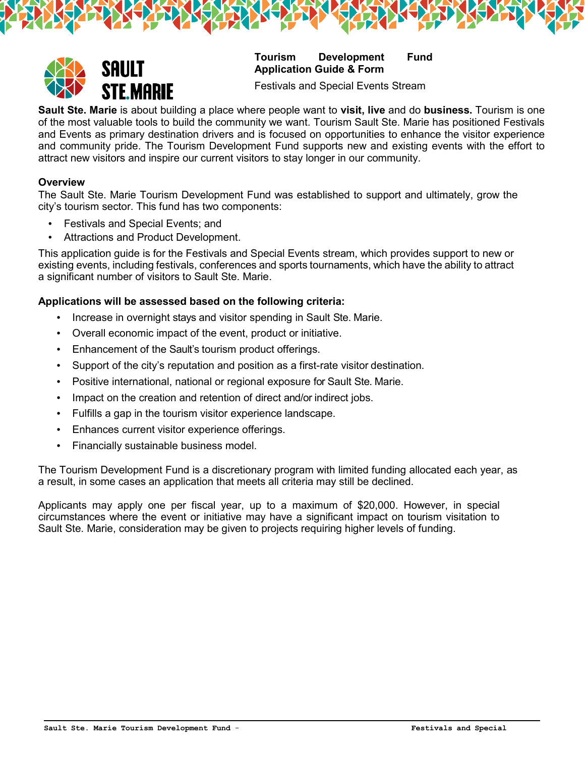SAULT STE.MARIE

# Tourism Development Fund Application Guide & Form

Festivals and Special Events Stream

**Sault Ste. Marie** is about building a place where people want to **visit, live** and do **business.** Tourism is one of the most valuable tools to build the community we want. Tourism Sault Ste. Marie has positioned Festivals and Events as primary destination drivers and is focused on opportunities to enhance the visitor experience and community pride. The Tourism Development Fund supports new and existing events with the effort to attract new visitors and inspire our current visitors to stay longer in our community.

**Overview**

The Sault Ste. Marie Tourism Development Fund was established to support and ultimately, grow the city's tourism sector. This fund has two components:

- Festivals and Special Events; and
- Attractions and Product Development.

This application guide is for the Festivals and Special Events stream, which provides support to new or existing events, including festivals, conferences and sports tournaments, which have the ability to attract a significant number of visitors to Sault Ste. Marie.

**Applications will be assessed based on the following criteria:**

- Increase in overnight stays and visitor spending in Sault Ste. Marie.
- Overall economic impact of the event, product or initiative.
- Enhancement of the Sault's tourism product offerings.
- Support of the city's reputation and position as a first-rate visitor destination.
- Positive international, national or regional exposure for Sault Ste. Marie.
- Impact on the creation and retention of direct and/or indirect jobs.
- Fulfills a gap in the tourism visitor experience landscape.
- Enhances current visitor experience offerings.
- Financially sustainable business model.

The Tourism Development Fund is a discretionary program with limited funding allocated each year, as a result, in some cases an application that meets all criteria may still be declined.

Applicants may apply one per fiscal year, up to a maximum of $20,000. However, in special circumstances where the event or initiative may have a significant impact on tourism visitation to Sault Ste. Marie, consideration may be given to projects requiring higher levels of funding.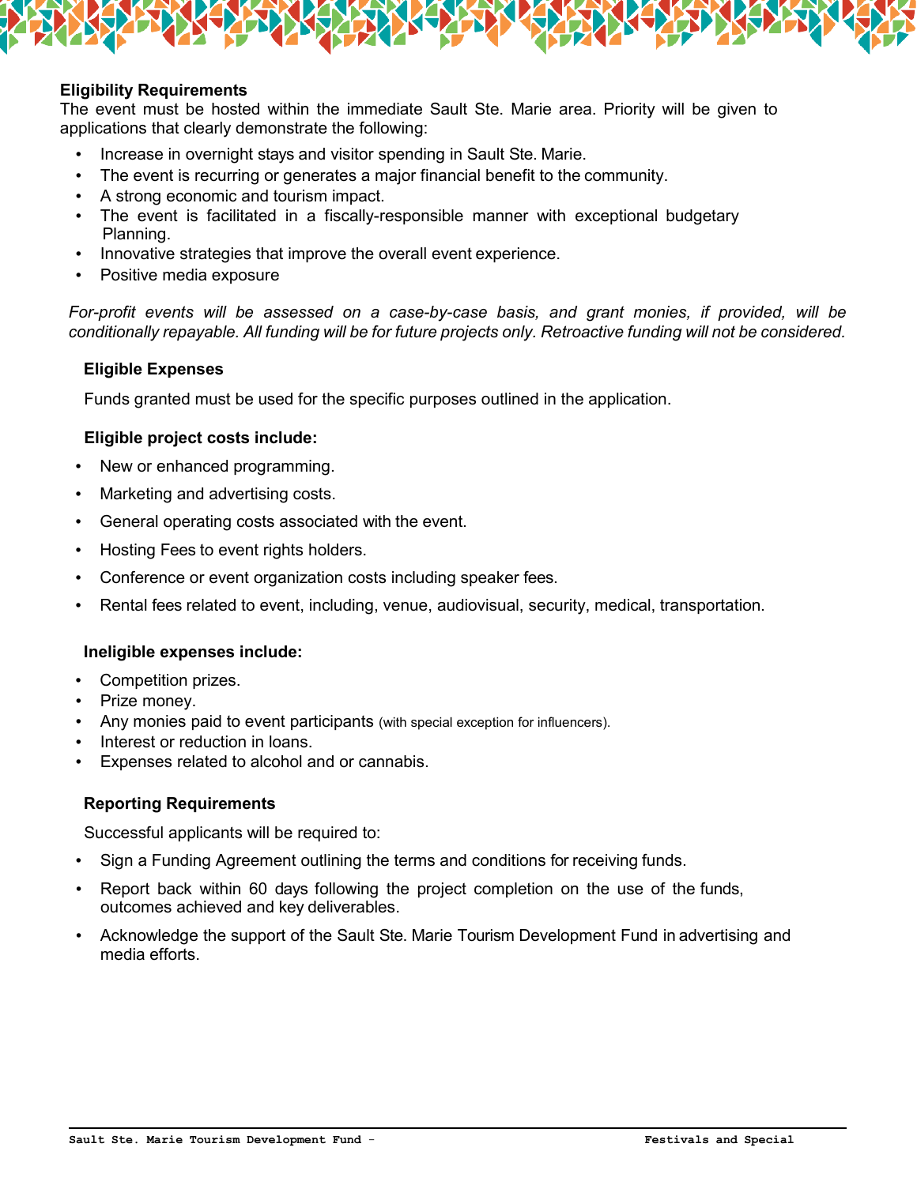**Eligibility Requirements**

The event must be hosted within the immediate Sault Ste. Marie area. Priority will be given to applications that clearly demonstrate the following:

- Increase in overnight stays and visitor spending in Sault Ste. Marie.
- The event is recurring or generates a major financial benefit to the community.
- A strong economic and tourism impact.
- The event is facilitated in a fiscally-responsible manner with exceptional budgetary Planning.
- Innovative strategies that improve the overall event experience.
- Positive media exposure

*For-profit events will be assessed on a case-by-case basis, and grant monies, if provided, will be conditionally repayable. All funding will be for future projects only. Retroactive funding will not be considered*.

**Eligible Expenses**

Funds granted must be used for the specific purposes outlined in the application.

**Eligible project costs include:**

- New or enhanced programming.
- Marketing and advertising costs.
- General operating costs associated with the event.
- Hosting Fees to event rights holders.
- Conference or event organization costs including speaker fees.
- Rental fees related to event, including, venue, audiovisual, security, medical, transportation.

**Ineligible expenses include:**

- Competition prizes.
- Prize money.
- Any monies paid to event participants (with special exception for influencers).
- Interest or reduction in loans.
- Expenses related to alcohol and or cannabis.

**Reporting Requirements**

Successful applicants will be required to:

- Sign a Funding Agreement outlining the terms and conditions for receiving funds.
- Report back within 60 days following the project completion on the use of the funds, outcomes achieved and key deliverables.
- Acknowledge the support of the Sault Ste. Marie Tourism Development Fund in advertising and media efforts.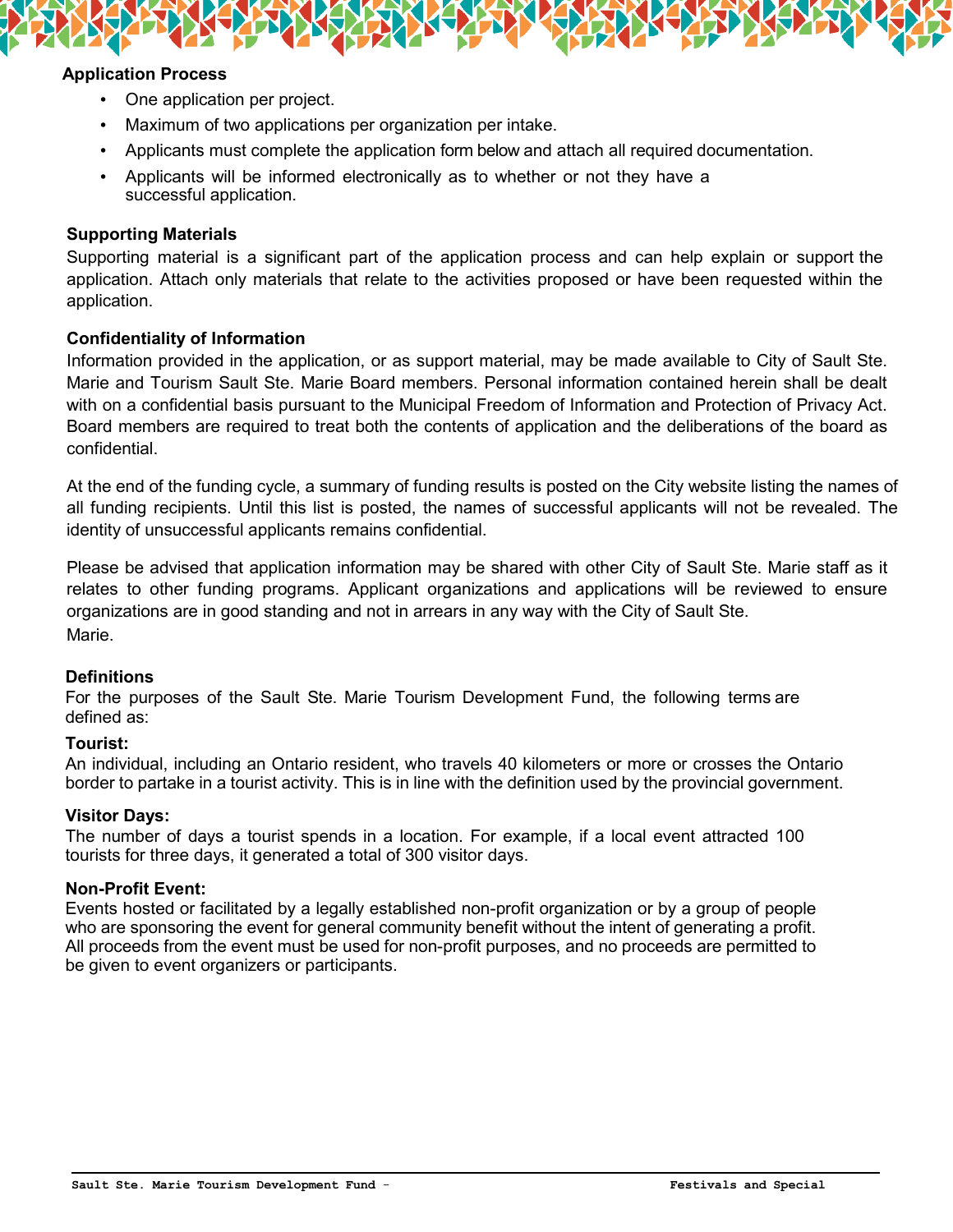**Application Process**

- One application per project.
- Maximum of two applications per organization per intake.
- Applicants must complete the application form below and attach all required documentation.
- Applicants will be informed electronically as to whether or not they have a successful application.

**Supporting Materials**

Supporting material is a significant part of the application process and can help explain or support the application. Attach only materials that relate to the activities proposed or have been requested within the application.

**Confidentiality of Information**

Information provided in the application, or as support material, may be made available to City of Sault Ste. Marie and Tourism Sault Ste. Marie Board members. Personal information contained herein shall be dealt with on a confidential basis pursuant to the Municipal Freedom of Information and Protection of Privacy Act. Board members are required to treat both the contents of application and the deliberations of the board as confidential.

At the end of the funding cycle, a summary of funding results is posted on the City website listing the names of all funding recipients. Until this list is posted, the names of successful applicants will not be revealed. The identity of unsuccessful applicants remains confidential.

Please be advised that application information may be shared with other City of Sault Ste. Marie staff as it relates to other funding programs. Applicant organizations and applications will be reviewed to ensure organizations are in good standing and not in arrears in any way with the City of Sault Ste. Marie.

**Definitions**

For the purposes of the Sault Ste. Marie Tourism Development Fund, the following terms are defined as:

**Tourist:**

An individual, including an Ontario resident, who travels 40 kilometers or more or crosses the Ontario border to partake in a tourist activity. This is in line with the definition used by the provincial government.

**Visitor Days:**

The number of days a tourist spends in a location. For example, if a local event attracted 100 tourists for three days, it generated a total of 300 visitor days.

**Non-Profit Event:**

Events hosted or facilitated by a legally established non-profit organization or by a group of people who are sponsoring the event for general community benefit without the intent of generating a profit. All proceeds from the event must be used for non-profit purposes, and no proceeds are permitted to be given to event organizers or participants.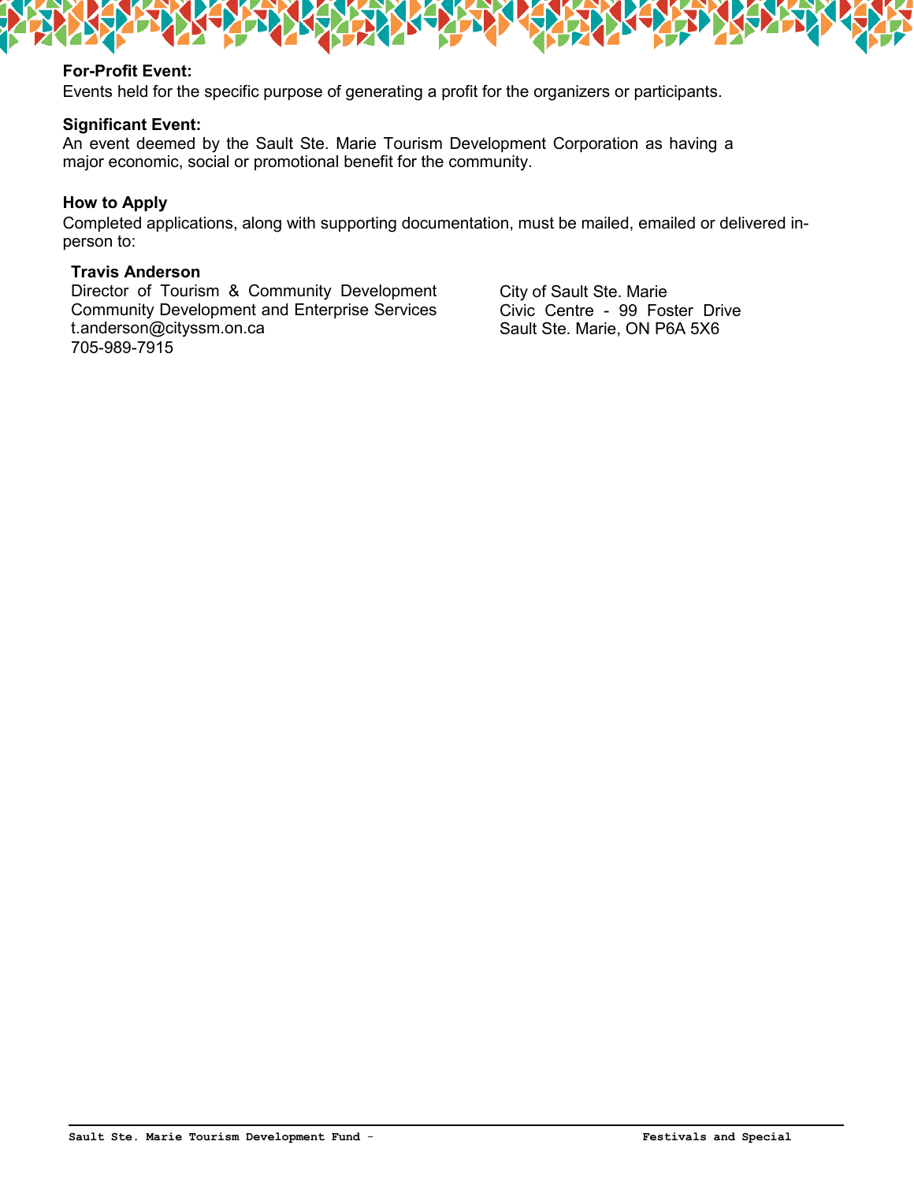**For-Profit Event:**
Events held for the specific purpose of generating a profit for the organizers or participants.

**Significant Event:**
An event deemed by the Sault Ste. Marie Tourism Development Corporation as having a major economic, social or promotional benefit for the community.

**How to Apply**
Completed applications, along with supporting documentation, must be mailed, emailed or delivered in-person to:

**Travis Anderson**
Director of Tourism & Community Development
Community Development and Enterprise Services
t.anderson@cityssm.on.ca
705-989-7915

City of Sault Ste. Marie
Civic Centre - 99 Foster Drive
Sault Ste. Marie, ON P6A 5X6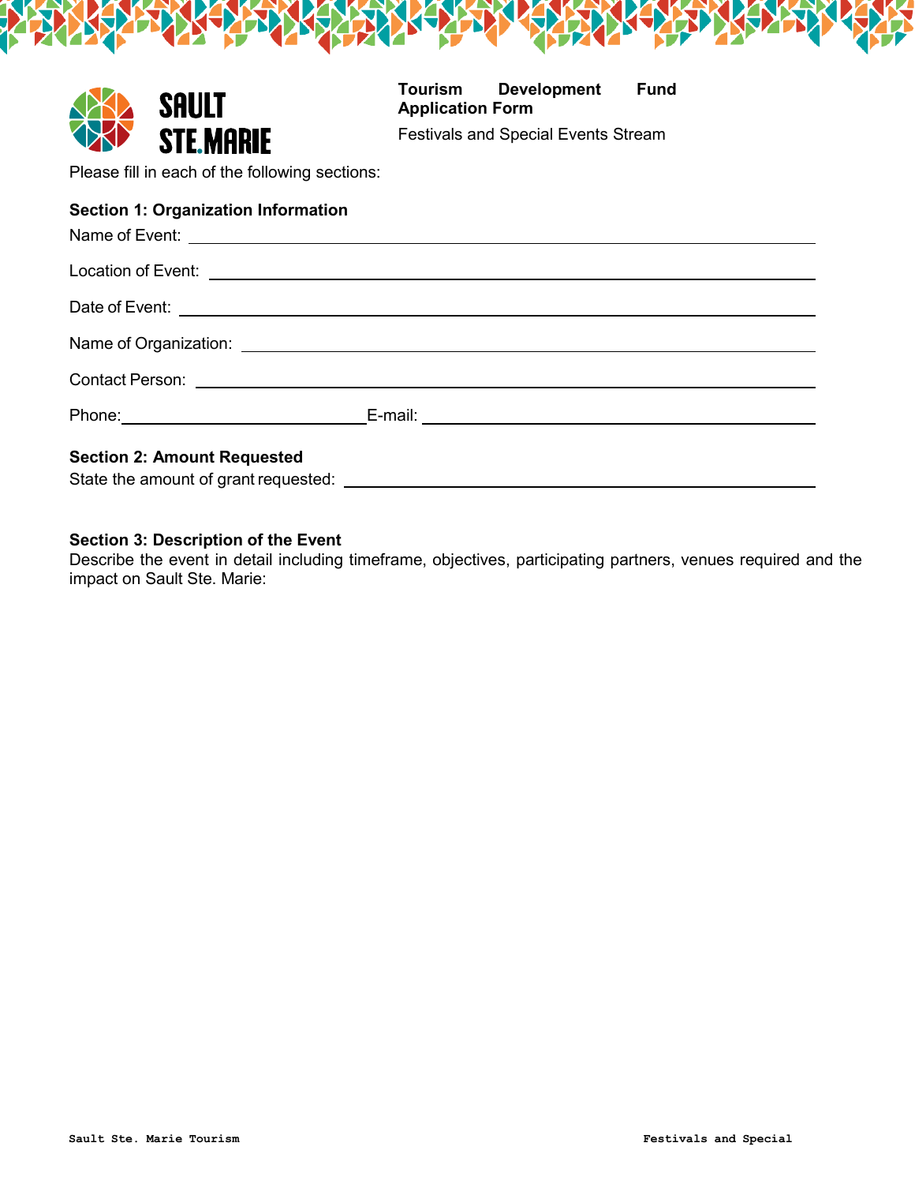SAULT STE. MARIE

**Tourism Development Fund Application Form**

Festivals and Special Events Stream

Please fill in each of the following sections:

**Section 1: Organization Information**

Name of Event: ________________________________________

Location of Event: ________________________________________

Date of Event: ________________________________________

Name of Organization: ________________________________________

Contact Person: ________________________________________

Phone: ____________________ E-mail: ____________________

**Section 2: Amount Requested**

State the amount of grant requested: ________________________________________

**Section 3: Description of the Event**

Describe the event in detail including timeframe, objectives, participating partners, venues required and the impact on Sault Ste. Marie: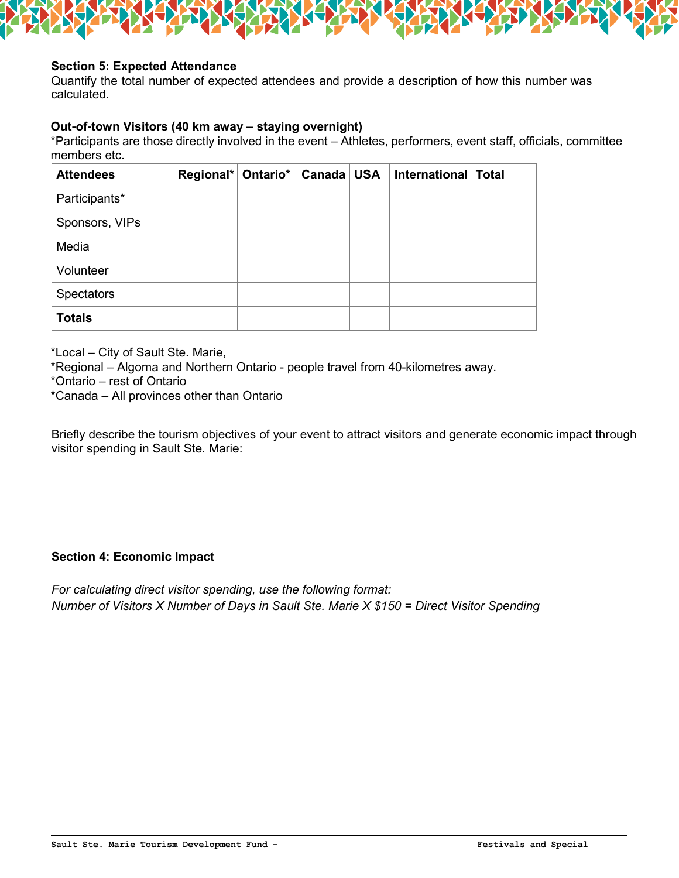### Section 5: Expected Attendance

Quantify the total number of expected attendees and provide a description of how this number was calculated.

**Out-of-town Visitors (40 km away – staying overnight)**

*Participants are those directly involved in the event – Athletes, performers, event staff, officials, committee members etc.

| Attendees | Regional* | Ontario* | Canada | USA | International | Total |
|---|---|---|---|---|---|---|
| Participants* | | | | | | |
| Sponsors, VIPs | | | | | | |
| Media | | | | | | |
| Volunteer | | | | | | |
| Spectators | | | | | | |
| **Totals** | | | | | | |

*Local – City of Sault Ste. Marie,
*Regional – Algoma and Northern Ontario - people travel from 40-kilometres away.
*Ontario – rest of Ontario
*Canada – All provinces other than Ontario

Briefly describe the tourism objectives of your event to attract visitors and generate economic impact through visitor spending in Sault Ste. Marie:

### Section 4: Economic Impact

*For calculating direct visitor spending, use the following format:*
*Number of Visitors X Number of Days in Sault Ste. Marie X $150 = Direct Visitor Spending*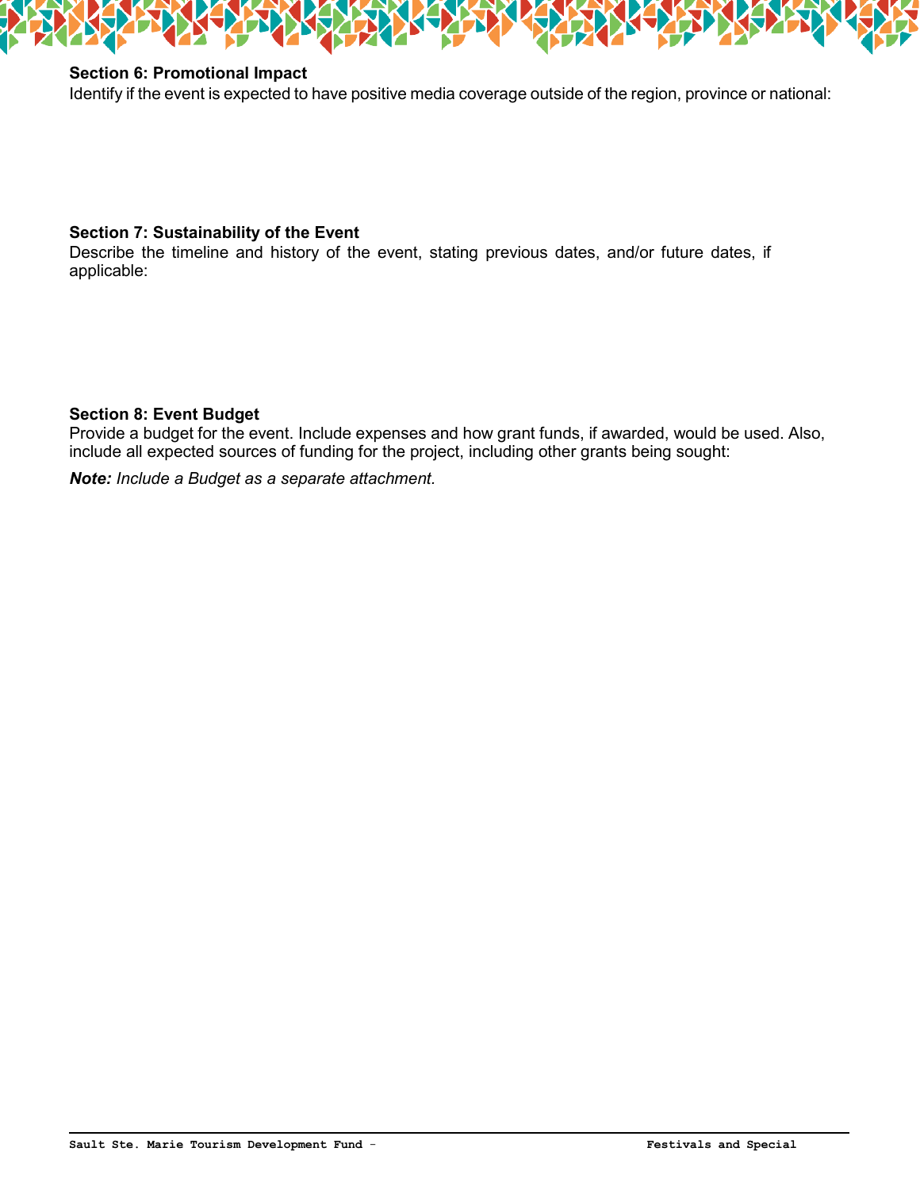### Section 6: Promotional Impact

Identify if the event is expected to have positive media coverage outside of the region, province or national:

### Section 7: Sustainability of the Event

Describe the timeline and history of the event, stating previous dates, and/or future dates, if applicable:

### Section 8: Event Budget

Provide a budget for the event. Include expenses and how grant funds, if awarded, would be used. Also, include all expected sources of funding for the project, including other grants being sought:

***Note:*** *Include a Budget as a separate attachment.*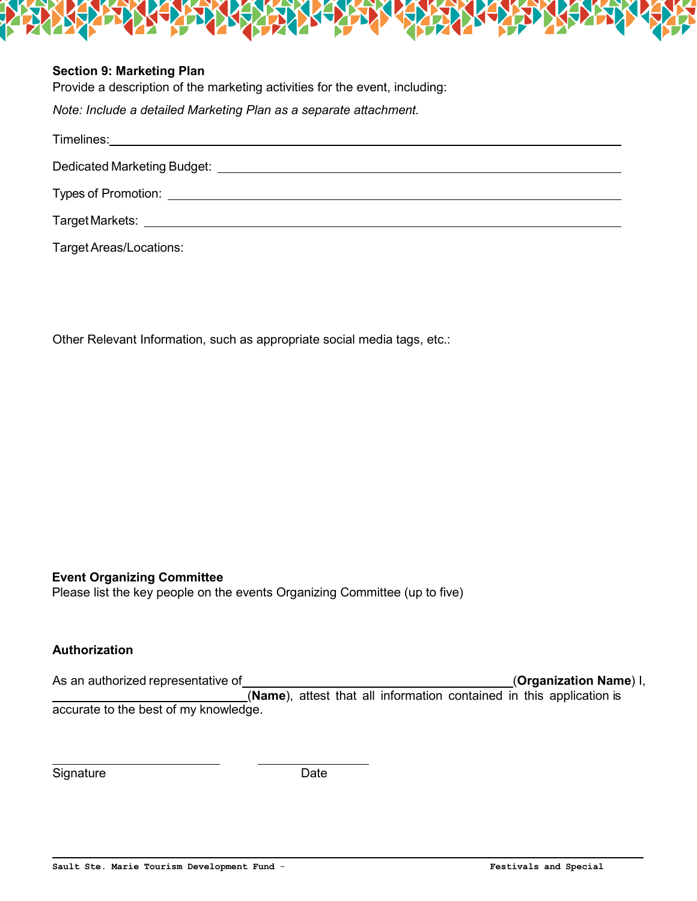**Section 9: Marketing Plan**

Provide a description of the marketing activities for the event, including:

*Note: Include a detailed Marketing Plan as a separate attachment.*

Timelines: ______________________________________________

Dedicated Marketing Budget: ______________________________________________

Types of Promotion: ______________________________________________

Target Markets: ______________________________________________

Target Areas/Locations:

Other Relevant Information, such as appropriate social media tags, etc.:

**Event Organizing Committee**

Please list the key people on the events Organizing Committee (up to five)

**Authorization**

As an authorized representative of ______________________________ (**Organization Name**) I, ______________________________ (**Name**), attest that all information contained in this application is accurate to the best of my knowledge.

______________________________ ______________________________

Signature Date